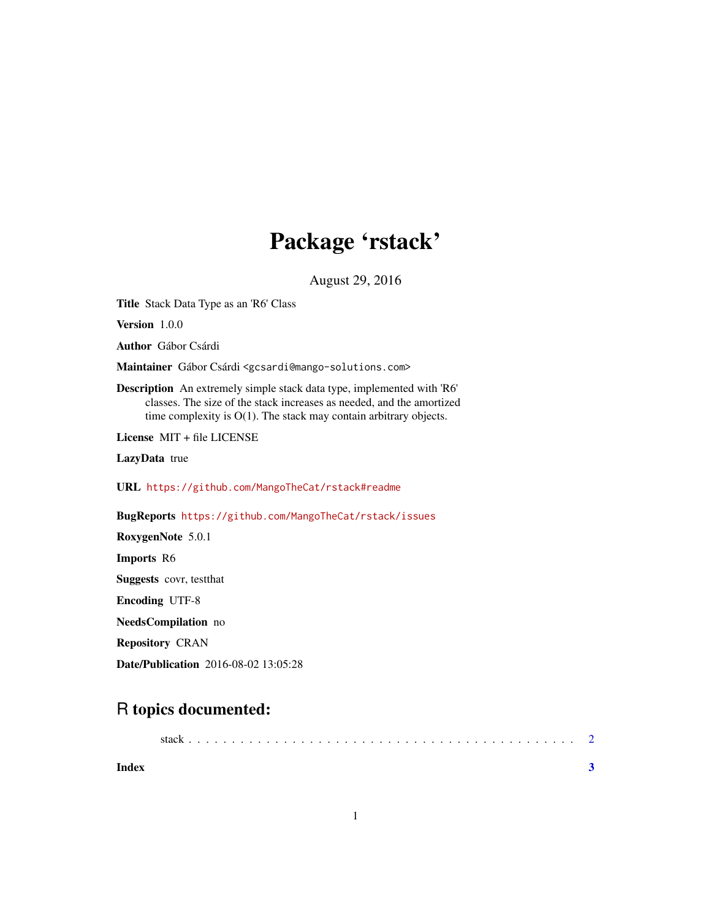# Package 'rstack'

August 29, 2016

**Title** Stack Data Type as an 'R6' Class

**Version** 1.0.0

**Author** Gábor Csárdi

**Maintainer** Gábor Csárdi <gcsardi@mango-solutions.com>

**Description** An extremely simple stack data type, implemented with 'R6' classes. The size of the stack increases as needed, and the amortized time complexity is O(1). The stack may contain arbitrary objects.

**License** MIT + file LICENSE

**LazyData** true

**URL** https://github.com/MangoTheCat/rstack#readme

**BugReports** https://github.com/MangoTheCat/rstack/issues

**RoxygenNote** 5.0.1

**Imports** R6

**Suggests** covr, testthat

**Encoding** UTF-8

**NeedsCompilation** no

**Repository** CRAN

**Date/Publication** 2016-08-02 13:05:28

## R topics documented:

stack . . . . . . . . . . . . . . . . . . . . . . . . . . . . . . . . . . . . . . . . . . . 2

**Index** **3**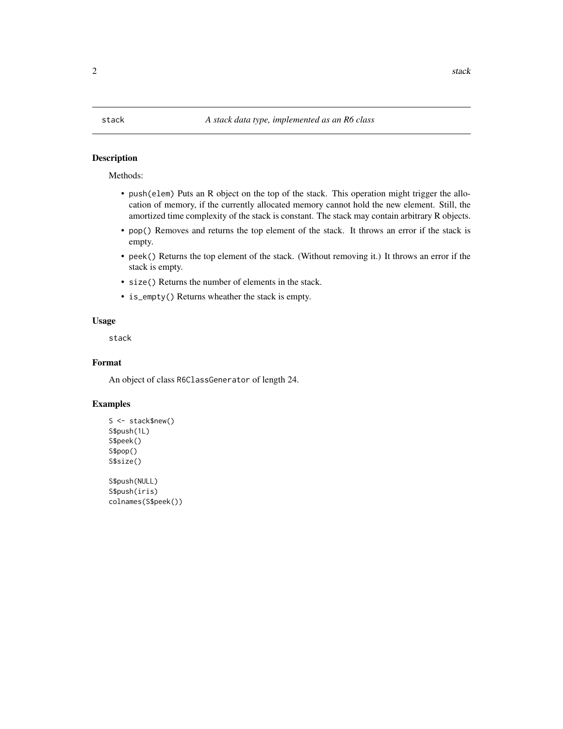# stack — *A stack data type, implemented as an R6 class*

## Description

Methods:

- `push(elem)` Puts an R object on the top of the stack. This operation might trigger the allocation of memory, if the currently allocated memory cannot hold the new element. Still, the amortized time complexity of the stack is constant. The stack may contain arbitrary R objects.
- `pop()` Removes and returns the top element of the stack. It throws an error if the stack is empty.
- `peek()` Returns the top element of the stack. (Without removing it.) It throws an error if the stack is empty.
- `size()` Returns the number of elements in the stack.
- `is_empty()` Returns wheather the stack is empty.

## Usage

```
stack
```

## Format

An object of class `R6ClassGenerator` of length 24.

## Examples

```
S <- stack$new()
S$push(1L)
S$peek()
S$pop()
S$size()

S$push(NULL)
S$push(iris)
colnames(S$peek())
```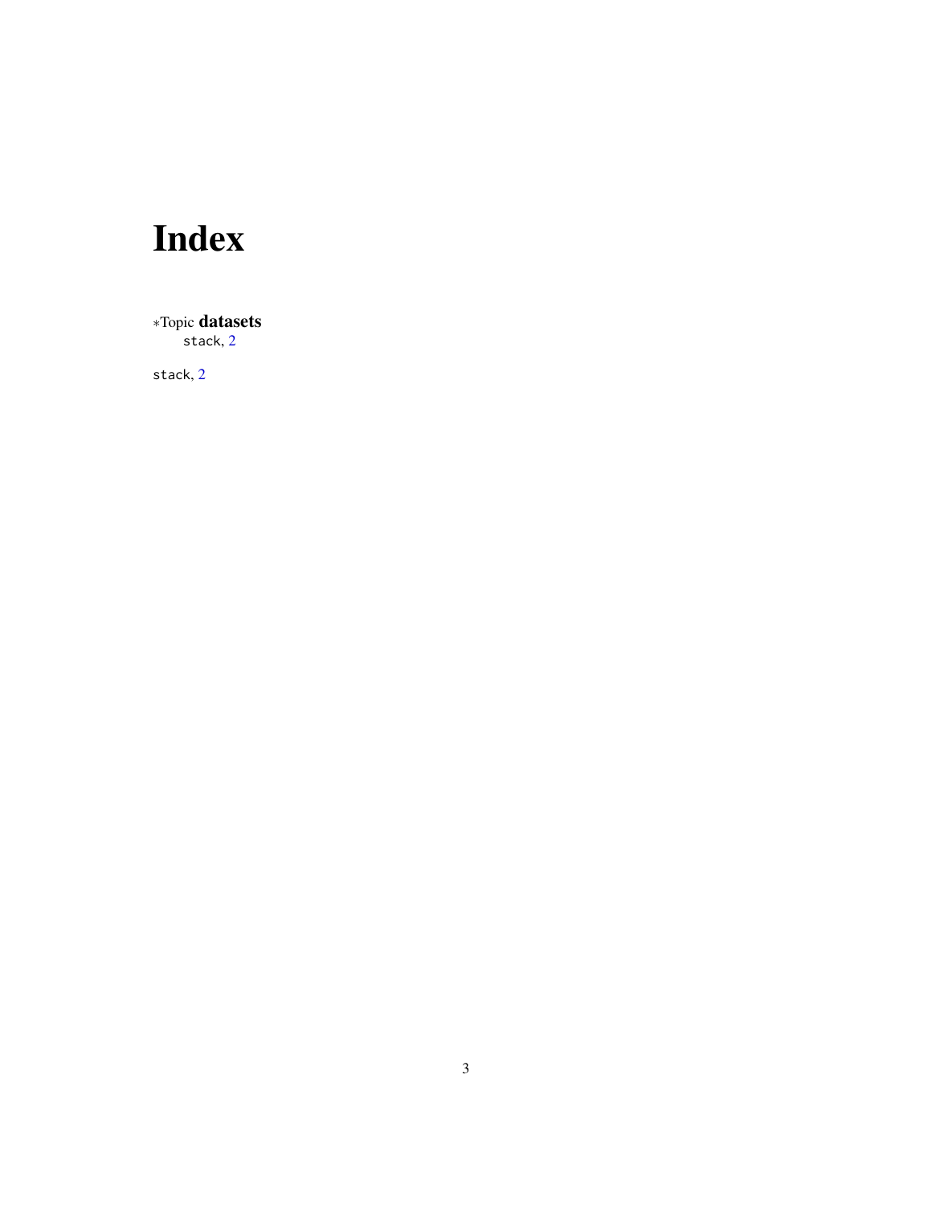# Index

*Topic **datasets**
    stack, 2

stack, 2